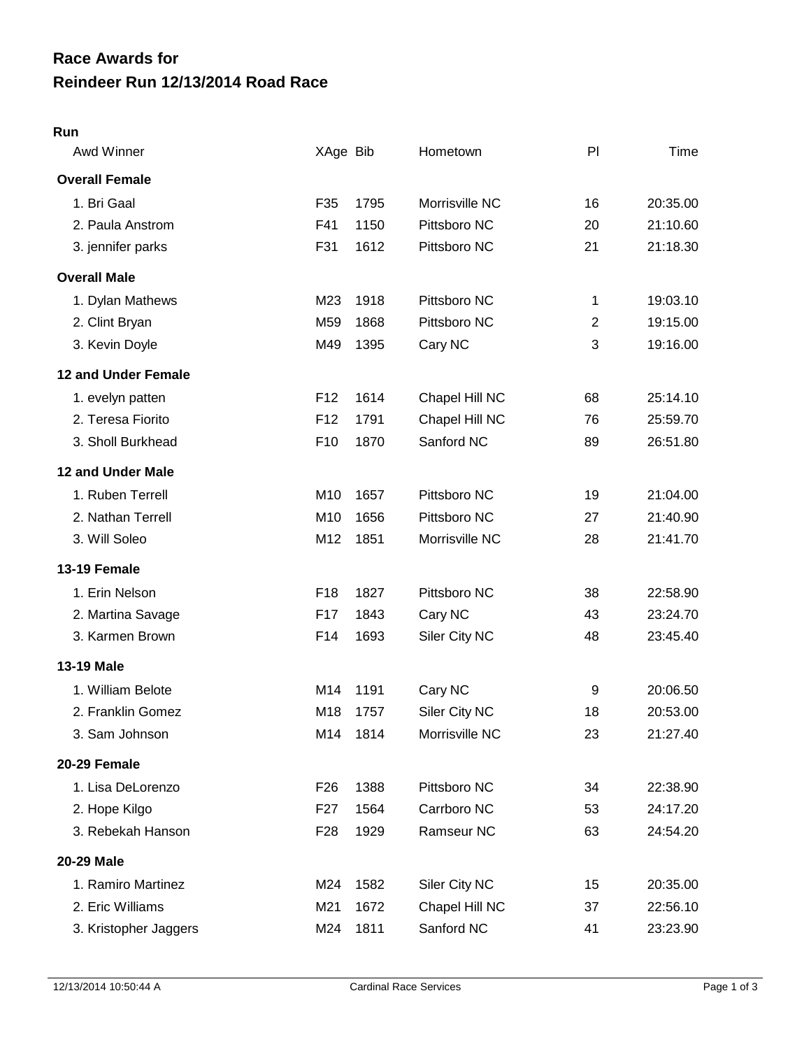# Race Awards for
# Reindeer Run 12/13/2014 Road Race

**Run**

| Awd Winner | XAge | Bib | Hometown | Pl | Time |
|---|---|---|---|---|---|
| **Overall Female** | | | | | |
| 1. Bri Gaal | F35 | 1795 | Morrisville NC | 16 | 20:35.00 |
| 2. Paula Anstrom | F41 | 1150 | Pittsboro NC | 20 | 21:10.60 |
| 3. jennifer parks | F31 | 1612 | Pittsboro NC | 21 | 21:18.30 |
| **Overall Male** | | | | | |
| 1. Dylan Mathews | M23 | 1918 | Pittsboro NC | 1 | 19:03.10 |
| 2. Clint Bryan | M59 | 1868 | Pittsboro NC | 2 | 19:15.00 |
| 3. Kevin Doyle | M49 | 1395 | Cary NC | 3 | 19:16.00 |
| **12 and Under Female** | | | | | |
| 1. evelyn patten | F12 | 1614 | Chapel Hill NC | 68 | 25:14.10 |
| 2. Teresa Fiorito | F12 | 1791 | Chapel Hill NC | 76 | 25:59.70 |
| 3. Sholl Burkhead | F10 | 1870 | Sanford NC | 89 | 26:51.80 |
| **12 and Under Male** | | | | | |
| 1. Ruben Terrell | M10 | 1657 | Pittsboro NC | 19 | 21:04.00 |
| 2. Nathan Terrell | M10 | 1656 | Pittsboro NC | 27 | 21:40.90 |
| 3. Will Soleo | M12 | 1851 | Morrisville NC | 28 | 21:41.70 |
| **13-19 Female** | | | | | |
| 1. Erin Nelson | F18 | 1827 | Pittsboro NC | 38 | 22:58.90 |
| 2. Martina Savage | F17 | 1843 | Cary NC | 43 | 23:24.70 |
| 3. Karmen Brown | F14 | 1693 | Siler City NC | 48 | 23:45.40 |
| **13-19 Male** | | | | | |
| 1. William Belote | M14 | 1191 | Cary NC | 9 | 20:06.50 |
| 2. Franklin Gomez | M18 | 1757 | Siler City NC | 18 | 20:53.00 |
| 3. Sam Johnson | M14 | 1814 | Morrisville NC | 23 | 21:27.40 |
| **20-29 Female** | | | | | |
| 1. Lisa DeLorenzo | F26 | 1388 | Pittsboro NC | 34 | 22:38.90 |
| 2. Hope Kilgo | F27 | 1564 | Carrboro NC | 53 | 24:17.20 |
| 3. Rebekah Hanson | F28 | 1929 | Ramseur NC | 63 | 24:54.20 |
| **20-29 Male** | | | | | |
| 1. Ramiro Martinez | M24 | 1582 | Siler City NC | 15 | 20:35.00 |
| 2. Eric Williams | M21 | 1672 | Chapel Hill NC | 37 | 22:56.10 |
| 3. Kristopher Jaggers | M24 | 1811 | Sanford NC | 41 | 23:23.90 |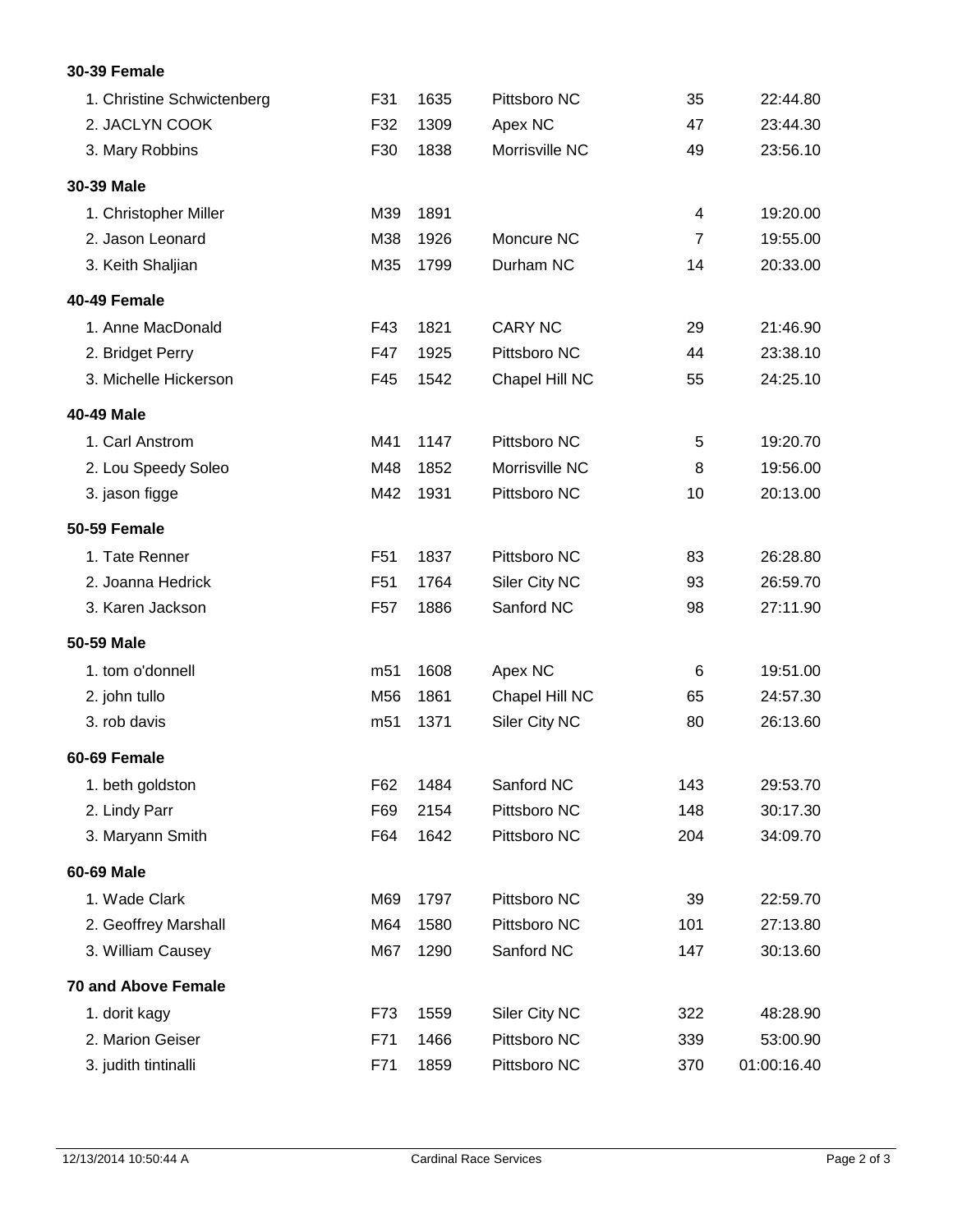### 30-39 Female

| | | | | | |
|---|---|---|---|---|---|
| 1. Christine Schwictenberg | F31 | 1635 | Pittsboro NC | 35 | 22:44.80 |
| 2. JACLYN COOK | F32 | 1309 | Apex NC | 47 | 23:44.30 |
| 3. Mary Robbins | F30 | 1838 | Morrisville NC | 49 | 23:56.10 |

### 30-39 Male

| | | | | | |
|---|---|---|---|---|---|
| 1. Christopher Miller | M39 | 1891 | | 4 | 19:20.00 |
| 2. Jason Leonard | M38 | 1926 | Moncure NC | 7 | 19:55.00 |
| 3. Keith Shaljian | M35 | 1799 | Durham NC | 14 | 20:33.00 |

### 40-49 Female

| | | | | | |
|---|---|---|---|---|---|
| 1. Anne MacDonald | F43 | 1821 | CARY NC | 29 | 21:46.90 |
| 2. Bridget Perry | F47 | 1925 | Pittsboro NC | 44 | 23:38.10 |
| 3. Michelle Hickerson | F45 | 1542 | Chapel Hill NC | 55 | 24:25.10 |

### 40-49 Male

| | | | | | |
|---|---|---|---|---|---|
| 1. Carl Anstrom | M41 | 1147 | Pittsboro NC | 5 | 19:20.70 |
| 2. Lou Speedy Soleo | M48 | 1852 | Morrisville NC | 8 | 19:56.00 |
| 3. jason figge | M42 | 1931 | Pittsboro NC | 10 | 20:13.00 |

### 50-59 Female

| | | | | | |
|---|---|---|---|---|---|
| 1. Tate Renner | F51 | 1837 | Pittsboro NC | 83 | 26:28.80 |
| 2. Joanna Hedrick | F51 | 1764 | Siler City NC | 93 | 26:59.70 |
| 3. Karen Jackson | F57 | 1886 | Sanford NC | 98 | 27:11.90 |

### 50-59 Male

| | | | | | |
|---|---|---|---|---|---|
| 1. tom o'donnell | m51 | 1608 | Apex NC | 6 | 19:51.00 |
| 2. john tullo | M56 | 1861 | Chapel Hill NC | 65 | 24:57.30 |
| 3. rob davis | m51 | 1371 | Siler City NC | 80 | 26:13.60 |

### 60-69 Female

| | | | | | |
|---|---|---|---|---|---|
| 1. beth goldston | F62 | 1484 | Sanford NC | 143 | 29:53.70 |
| 2. Lindy Parr | F69 | 2154 | Pittsboro NC | 148 | 30:17.30 |
| 3. Maryann Smith | F64 | 1642 | Pittsboro NC | 204 | 34:09.70 |

### 60-69 Male

| | | | | | |
|---|---|---|---|---|---|
| 1. Wade Clark | M69 | 1797 | Pittsboro NC | 39 | 22:59.70 |
| 2. Geoffrey Marshall | M64 | 1580 | Pittsboro NC | 101 | 27:13.80 |
| 3. William Causey | M67 | 1290 | Sanford NC | 147 | 30:13.60 |

### 70 and Above Female

| | | | | | |
|---|---|---|---|---|---|
| 1. dorit kagy | F73 | 1559 | Siler City NC | 322 | 48:28.90 |
| 2. Marion Geiser | F71 | 1466 | Pittsboro NC | 339 | 53:00.90 |
| 3. judith tintinalli | F71 | 1859 | Pittsboro NC | 370 | 01:00:16.40 |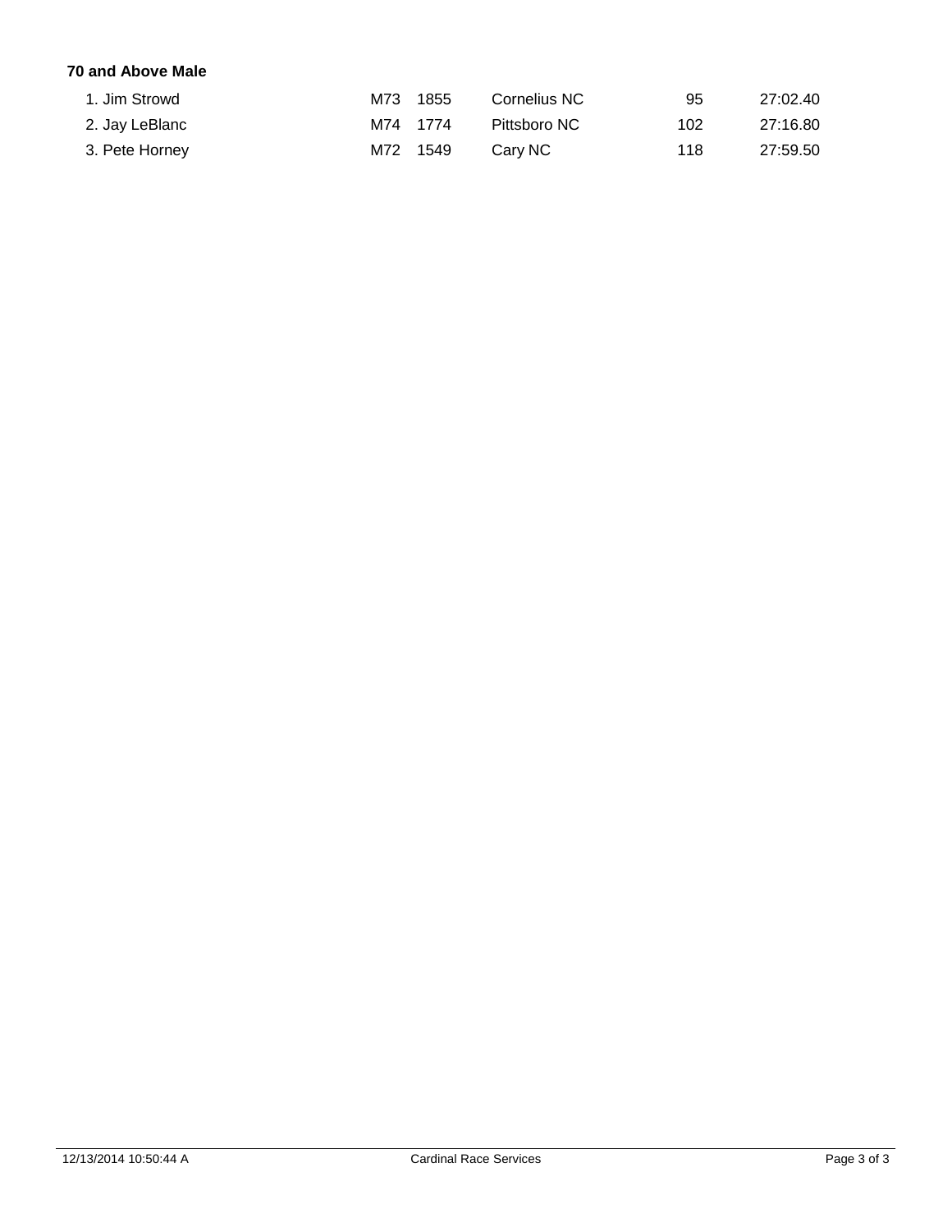**70 and Above Male**

| | | | | | |
|---|---|---|---|---|---|
| 1. Jim Strowd | M73 | 1855 | Cornelius NC | 95 | 27:02.40 |
| 2. Jay LeBlanc | M74 | 1774 | Pittsboro NC | 102 | 27:16.80 |
| 3. Pete Horney | M72 | 1549 | Cary NC | 118 | 27:59.50 |